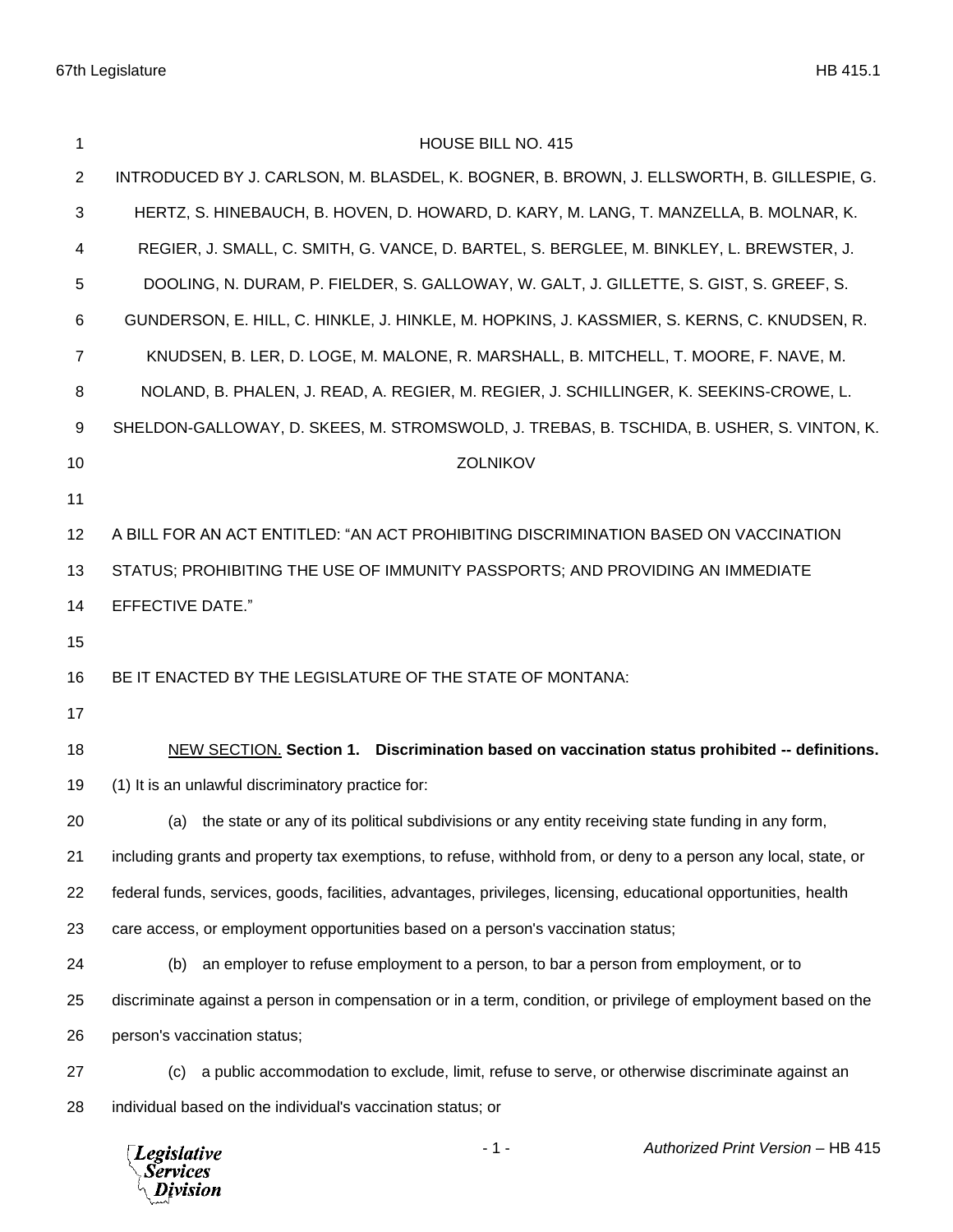# HOUSE BILL NO. 415

INTRODUCED BY J. CARLSON, M. BLASDEL, K. BOGNER, B. BROWN, J. ELLSWORTH, B. GILLESPIE, G. HERTZ, S. HINEBAUCH, B. HOVEN, D. HOWARD, D. KARY, M. LANG, T. MANZELLA, B. MOLNAR, K. REGIER, J. SMALL, C. SMITH, G. VANCE, D. BARTEL, S. BERGLEE, M. BINKLEY, L. BREWSTER, J. DOOLING, N. DURAM, P. FIELDER, S. GALLOWAY, W. GALT, J. GILLETTE, S. GIST, S. GREEF, S. GUNDERSON, E. HILL, C. HINKLE, J. HINKLE, M. HOPKINS, J. KASSMIER, S. KERNS, C. KNUDSEN, R. KNUDSEN, B. LER, D. LOGE, M. MALONE, R. MARSHALL, B. MITCHELL, T. MOORE, F. NAVE, M. NOLAND, B. PHALEN, J. READ, A. REGIER, M. REGIER, J. SCHILLINGER, K. SEEKINS-CROWE, L. SHELDON-GALLOWAY, D. SKEES, M. STROMSWOLD, J. TREBAS, B. TSCHIDA, B. USHER, S. VINTON, K. ZOLNIKOV

A BILL FOR AN ACT ENTITLED: "AN ACT PROHIBITING DISCRIMINATION BASED ON VACCINATION STATUS; PROHIBITING THE USE OF IMMUNITY PASSPORTS; AND PROVIDING AN IMMEDIATE EFFECTIVE DATE."

BE IT ENACTED BY THE LEGISLATURE OF THE STATE OF MONTANA:

NEW SECTION. **Section 1. Discrimination based on vaccination status prohibited -- definitions.** (1) It is an unlawful discriminatory practice for:

(a) the state or any of its political subdivisions or any entity receiving state funding in any form, including grants and property tax exemptions, to refuse, withhold from, or deny to a person any local, state, or federal funds, services, goods, facilities, advantages, privileges, licensing, educational opportunities, health care access, or employment opportunities based on a person's vaccination status;

(b) an employer to refuse employment to a person, to bar a person from employment, or to discriminate against a person in compensation or in a term, condition, or privilege of employment based on the person's vaccination status;

(c) a public accommodation to exclude, limit, refuse to serve, or otherwise discriminate against an individual based on the individual's vaccination status; or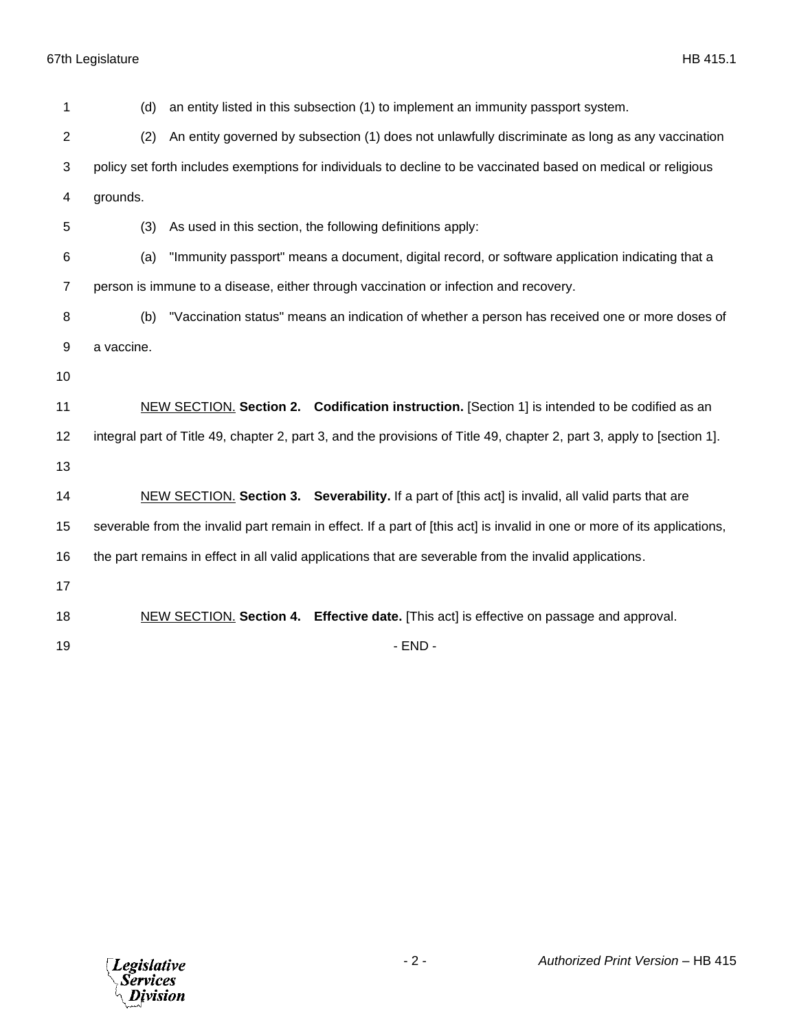(d) an entity listed in this subsection (1) to implement an immunity passport system.

(2) An entity governed by subsection (1) does not unlawfully discriminate as long as any vaccination policy set forth includes exemptions for individuals to decline to be vaccinated based on medical or religious grounds.

(3) As used in this section, the following definitions apply:

(a) "Immunity passport" means a document, digital record, or software application indicating that a person is immune to a disease, either through vaccination or infection and recovery.

(b) "Vaccination status" means an indication of whether a person has received one or more doses of a vaccine.

NEW SECTION. **Section 2. Codification instruction.** [Section 1] is intended to be codified as an integral part of Title 49, chapter 2, part 3, and the provisions of Title 49, chapter 2, part 3, apply to [section 1].

NEW SECTION. **Section 3. Severability.** If a part of [this act] is invalid, all valid parts that are severable from the invalid part remain in effect. If a part of [this act] is invalid in one or more of its applications, the part remains in effect in all valid applications that are severable from the invalid applications.

NEW SECTION. **Section 4. Effective date.** [This act] is effective on passage and approval.

- END -